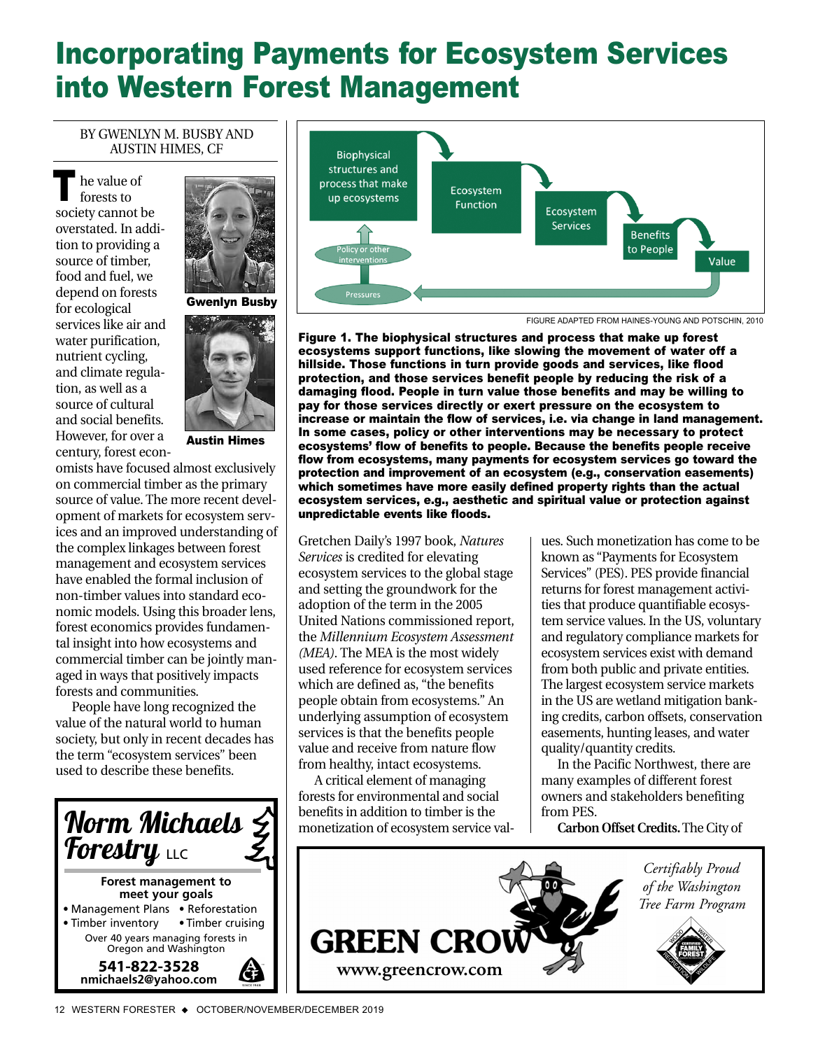# Incorporating Payments for Ecosystem Services into Western Forest Management

BY GWENLYN M. BUSBY AND AUSTIN HIMES, CF

Gwenlyn Busby

Austin Himes

The value of forests to society cannot be overstated. In addition to providing a source of timber, food and fuel, we depend on forests for ecological services like air and water purification, nutrient cycling, and climate regulation, as well as a source of cultural and social benefits. However, for over a century, forest economists have focused almost exclusively on commercial timber as the primary source of value. The more recent development of markets for ecosystem services and an improved understanding of the complex linkages between forest management and ecosystem services have enabled the formal inclusion of non-timber values into standard economic models. Using this broader lens, forest economics provides fundamental insight into how ecosystems and commercial timber can be jointly managed in ways that positively impacts forests and communities.

People have long recognized the value of the natural world to human society, but only in recent decades has the term "ecosystem services" been used to describe these benefits.

Biophysical structures and process that make up ecosystems → Ecosystem Function → Ecosystem Services → Benefits to People → Value

Pressures → Policy or other interventions → Biophysical structures and process that make up ecosystems

FIGURE ADAPTED FROM HAINES-YOUNG AND POTSCHIN, 2010

**Figure 1. The biophysical structures and process that make up forest ecosystems support functions, like slowing the movement of water off a hillside. Those functions in turn provide goods and services, like flood protection, and those services benefit people by reducing the risk of a damaging flood. People in turn value those benefits and may be willing to pay for those services directly or exert pressure on the ecosystem to increase or maintain the flow of services, i.e. via change in land management. In some cases, policy or other interventions may be necessary to protect ecosystems' flow of benefits to people. Because the benefits people receive flow from ecosystems, many payments for ecosystem services go toward the protection and improvement of an ecosystem (e.g., conservation easements) which sometimes have more easily defined property rights than the actual ecosystem services, e.g., aesthetic and spiritual value or protection against unpredictable events like floods.**

Gretchen Daily's 1997 book, *Natures Services* is credited for elevating ecosystem services to the global stage and setting the groundwork for the adoption of the term in the 2005 United Nations commissioned report, the *Millennium Ecosystem Assessment (MEA)*. The MEA is the most widely used reference for ecosystem services which are defined as, "the benefits people obtain from ecosystems." An underlying assumption of ecosystem services is that the benefits people value and receive from nature flow from healthy, intact ecosystems.

A critical element of managing forests for environmental and social benefits in addition to timber is the monetization of ecosystem service values. Such monetization has come to be known as "Payments for Ecosystem Services" (PES). PES provide financial returns for forest management activities that produce quantifiable ecosystem service values. In the US, voluntary and regulatory compliance markets for ecosystem services exist with demand from both public and private entities. The largest ecosystem service markets in the US are wetland mitigation banking credits, carbon offsets, conservation easements, hunting leases, and water quality/quantity credits.

In the Pacific Northwest, there are many examples of different forest owners and stakeholders benefiting from PES.

**Carbon Offset Credits.** The City of

---

**Norm Michaels Forestry LLC**

Forest management to meet your goals

- Management Plans
- Reforestation
- Timber inventory
- Timber cruising

Over 40 years managing forests in Oregon and Washington

541-822-3528
nmichaels2@yahoo.com

---

**GREEN CROW**
www.greencrow.com

*Certifiably Proud of the Washington Tree Farm Program*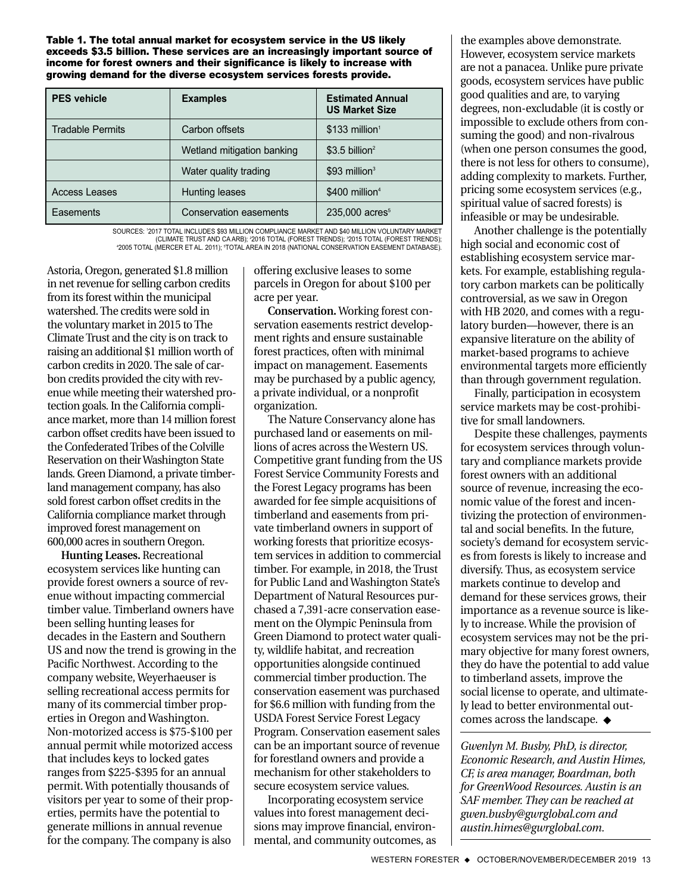**Table 1. The total annual market for ecosystem service in the US likely exceeds $3.5 billion. These services are an increasingly important source of income for forest owners and their significance is likely to increase with growing demand for the diverse ecosystem services forests provide.**

| PES vehicle | Examples | Estimated Annual US Market Size |
| --- | --- | --- |
| Tradable Permits | Carbon offsets | $133 million[1] |
| | Wetland mitigation banking | $3.5 billion[2] |
| | Water quality trading | $93 million[3] |
| Access Leases | Hunting leases | $400 million[4] |
| Easements | Conservation easements | 235,000 acres[5] |

SOURCES: [1]2017 TOTAL INCLUDES $93 MILLION COMPLIANCE MARKET AND $40 MILLION VOLUNTARY MARKET (CLIMATE TRUST AND CA ARB); [2]2016 TOTAL (FOREST TRENDS); [3]2015 TOTAL (FOREST TRENDS); [4]2005 TOTAL (MERCER ET AL. 2011); [5]TOTAL AREA IN 2018 (NATIONAL CONSERVATION EASEMENT DATABASE).

Astoria, Oregon, generated $1.8 million in net revenue for selling carbon credits from its forest within the municipal watershed. The credits were sold in the voluntary market in 2015 to The Climate Trust and the city is on track to raising an additional $1 million worth of carbon credits in 2020. The sale of carbon credits provided the city with revenue while meeting their watershed protection goals. In the California compliance market, more than 14 million forest carbon offset credits have been issued to the Confederated Tribes of the Colville Reservation on their Washington State lands. Green Diamond, a private timberland management company, has also sold forest carbon offset credits in the California compliance market through improved forest management on 600,000 acres in southern Oregon.

**Hunting Leases.** Recreational ecosystem services like hunting can provide forest owners a source of revenue without impacting commercial timber value. Timberland owners have been selling hunting leases for decades in the Eastern and Southern US and now the trend is growing in the Pacific Northwest. According to the company website, Weyerhaeuser is selling recreational access permits for many of its commercial timber properties in Oregon and Washington. Non-motorized access is $75-$100 per annual permit while motorized access that includes keys to locked gates ranges from $225-$395 for an annual permit. With potentially thousands of visitors per year to some of their properties, permits have the potential to generate millions in annual revenue for the company. The company is also offering exclusive leases to some parcels in Oregon for about $100 per acre per year.

**Conservation.** Working forest conservation easements restrict development rights and ensure sustainable forest practices, often with minimal impact on management. Easements may be purchased by a public agency, a private individual, or a nonprofit organization.

The Nature Conservancy alone has purchased land or easements on millions of acres across the Western US. Competitive grant funding from the US Forest Service Community Forests and the Forest Legacy programs has been awarded for fee simple acquisitions of timberland and easements from private timberland owners in support of working forests that prioritize ecosystem services in addition to commercial timber. For example, in 2018, the Trust for Public Land and Washington State's Department of Natural Resources purchased a 7,391-acre conservation easement on the Olympic Peninsula from Green Diamond to protect water quality, wildlife habitat, and recreation opportunities alongside continued commercial timber production. The conservation easement was purchased for $6.6 million with funding from the USDA Forest Service Forest Legacy Program. Conservation easement sales can be an important source of revenue for forestland owners and provide a mechanism for other stakeholders to secure ecosystem service values.

Incorporating ecosystem service values into forest management decisions may improve financial, environmental, and community outcomes, as the examples above demonstrate. However, ecosystem service markets are not a panacea. Unlike pure private goods, ecosystem services have public good qualities and are, to varying degrees, non-excludable (it is costly or impossible to exclude others from consuming the good) and non-rivalrous (when one person consumes the good, there is not less for others to consume), adding complexity to markets. Further, pricing some ecosystem services (e.g., spiritual value of sacred forests) is infeasible or may be undesirable.

Another challenge is the potentially high social and economic cost of establishing ecosystem service markets. For example, establishing regulatory carbon markets can be politically controversial, as we saw in Oregon with HB 2020, and comes with a regulatory burden—however, there is an expansive literature on the ability of market-based programs to achieve environmental targets more efficiently than through government regulation.

Finally, participation in ecosystem service markets may be cost-prohibitive for small landowners.

Despite these challenges, payments for ecosystem services through voluntary and compliance markets provide forest owners with an additional source of revenue, increasing the economic value of the forest and incentivizing the protection of environmental and social benefits. In the future, society's demand for ecosystem services from forests is likely to increase and diversify. Thus, as ecosystem service markets continue to develop and demand for these services grows, their importance as a revenue source is likely to increase. While the provision of ecosystem services may not be the primary objective for many forest owners, they do have the potential to add value to timberland assets, improve the social license to operate, and ultimately lead to better environmental outcomes across the landscape. ◆

*Gwenlyn M. Busby, PhD, is director, Economic Research, and Austin Himes, CF, is area manager, Boardman, both for GreenWood Resources. Austin is an SAF member. They can be reached at gwen.busby@gwrglobal.com and austin.himes@gwrglobal.com.*